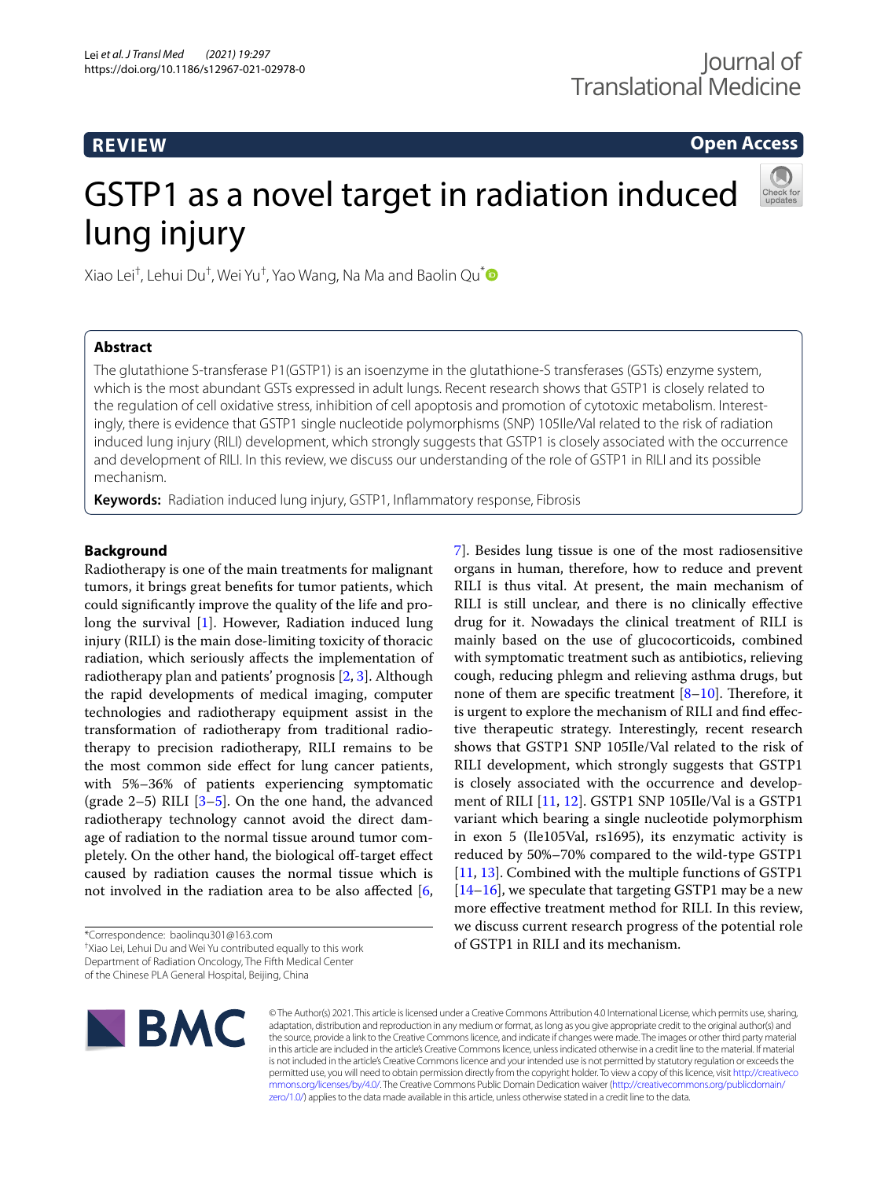REVIEW

Open Access

# GSTP1 as a novel target in radiation induced lung injury

Xiao Lei[†], Lehui Du[†], Wei Yu[†], Yao Wang, Na Ma and Baolin Qu[*]

## Abstract

The glutathione S-transferase P1(GSTP1) is an isoenzyme in the glutathione-S transferases (GSTs) enzyme system, which is the most abundant GSTs expressed in adult lungs. Recent research shows that GSTP1 is closely related to the regulation of cell oxidative stress, inhibition of cell apoptosis and promotion of cytotoxic metabolism. Interestingly, there is evidence that GSTP1 single nucleotide polymorphisms (SNP) 105Ile/Val related to the risk of radiation induced lung injury (RILI) development, which strongly suggests that GSTP1 is closely associated with the occurrence and development of RILI. In this review, we discuss our understanding of the role of GSTP1 in RILI and its possible mechanism.

**Keywords:** Radiation induced lung injury, GSTP1, Inflammatory response, Fibrosis

## Background

Radiotherapy is one of the main treatments for malignant tumors, it brings great benefits for tumor patients, which could significantly improve the quality of the life and prolong the survival [1]. However, Radiation induced lung injury (RILI) is the main dose-limiting toxicity of thoracic radiation, which seriously affects the implementation of radiotherapy plan and patients' prognosis [2, 3]. Although the rapid developments of medical imaging, computer technologies and radiotherapy equipment assist in the transformation of radiotherapy from traditional radiotherapy to precision radiotherapy, RILI remains to be the most common side effect for lung cancer patients, with 5%–36% of patients experiencing symptomatic (grade 2–5) RILI [3–5]. On the one hand, the advanced radiotherapy technology cannot avoid the direct damage of radiation to the normal tissue around tumor completely. On the other hand, the biological off-target effect caused by radiation causes the normal tissue which is not involved in the radiation area to be also affected [6, 7]. Besides lung tissue is one of the most radiosensitive organs in human, therefore, how to reduce and prevent RILI is thus vital. At present, the main mechanism of RILI is still unclear, and there is no clinically effective drug for it. Nowadays the clinical treatment of RILI is mainly based on the use of glucocorticoids, combined with symptomatic treatment such as antibiotics, relieving cough, reducing phlegm and relieving asthma drugs, but none of them are specific treatment [8–10]. Therefore, it is urgent to explore the mechanism of RILI and find effective therapeutic strategy. Interestingly, recent research shows that GSTP1 SNP 105Ile/Val related to the risk of RILI development, which strongly suggests that GSTP1 is closely associated with the occurrence and development of RILI [11, 12]. GSTP1 SNP 105Ile/Val is a GSTP1 variant which bearing a single nucleotide polymorphism in exon 5 (Ile105Val, rs1695), its enzymatic activity is reduced by 50%–70% compared to the wild-type GSTP1 [11, 13]. Combined with the multiple functions of GSTP1 [14–16], we speculate that targeting GSTP1 may be a new more effective treatment method for RILI. In this review, we discuss current research progress of the potential role of GSTP1 in RILI and its mechanism.

*Correspondence: baolinqu301@163.com
[†]Xiao Lei, Lehui Du and Wei Yu contributed equally to this work
Department of Radiation Oncology, The Fifth Medical Center of the Chinese PLA General Hospital, Beijing, China

© The Author(s) 2021. This article is licensed under a Creative Commons Attribution 4.0 International License, which permits use, sharing, adaptation, distribution and reproduction in any medium or format, as long as you give appropriate credit to the original author(s) and the source, provide a link to the Creative Commons licence, and indicate if changes were made. The images or other third party material in this article are included in the article's Creative Commons licence, unless indicated otherwise in a credit line to the material. If material is not included in the article's Creative Commons licence and your intended use is not permitted by statutory regulation or exceeds the permitted use, you will need to obtain permission directly from the copyright holder. To view a copy of this licence, visit http://creativecommons.org/licenses/by/4.0/. The Creative Commons Public Domain Dedication waiver (http://creativecommons.org/publicdomain/zero/1.0/) applies to the data made available in this article, unless otherwise stated in a credit line to the data.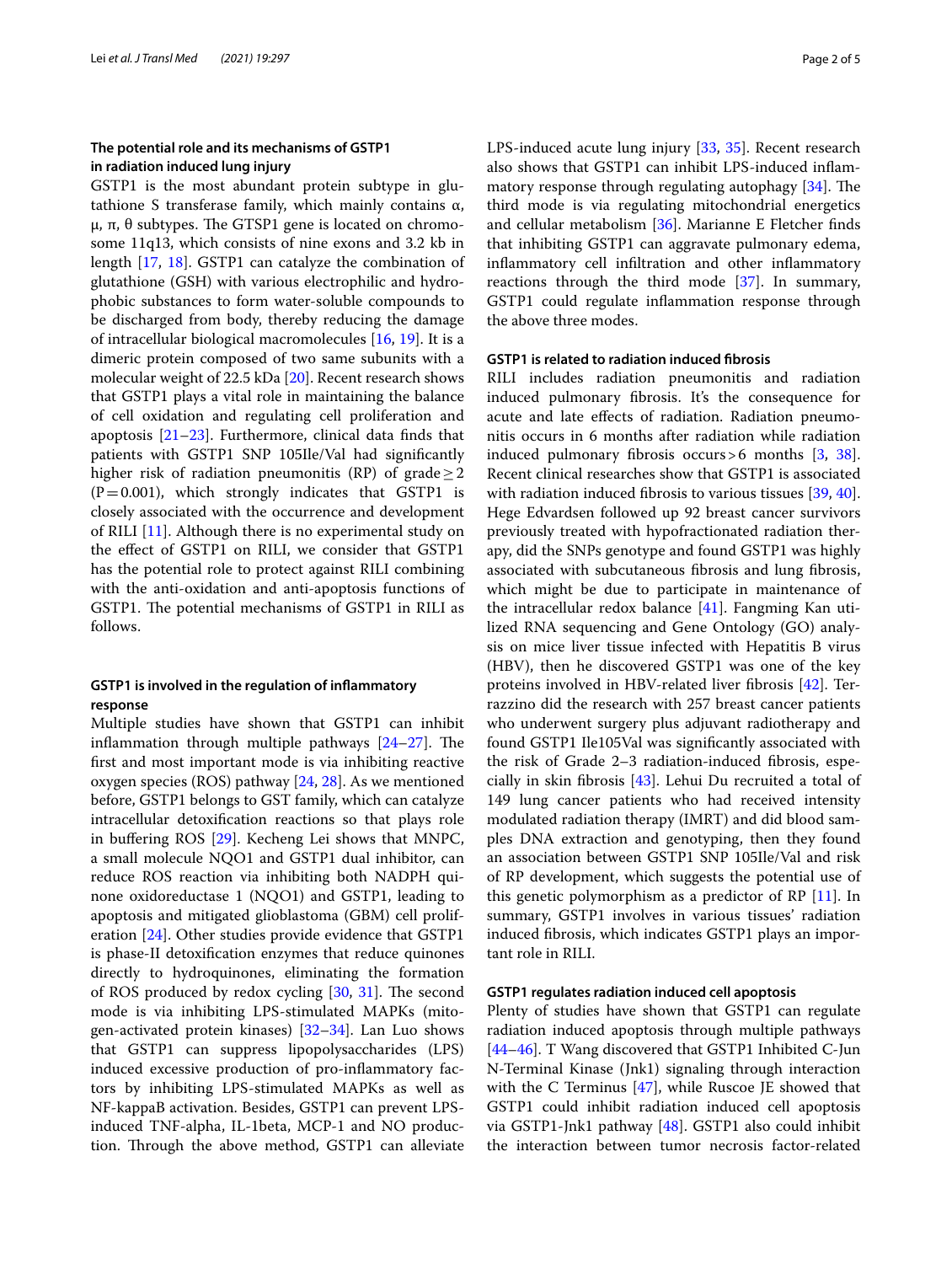### The potential role and its mechanisms of GSTP1 in radiation induced lung injury

GSTP1 is the most abundant protein subtype in glutathione S transferase family, which mainly contains α, μ, π, θ subtypes. The GTSP1 gene is located on chromosome 11q13, which consists of nine exons and 3.2 kb in length [17, 18]. GSTP1 can catalyze the combination of glutathione (GSH) with various electrophilic and hydrophobic substances to form water-soluble compounds to be discharged from body, thereby reducing the damage of intracellular biological macromolecules [16, 19]. It is a dimeric protein composed of two same subunits with a molecular weight of 22.5 kDa [20]. Recent research shows that GSTP1 plays a vital role in maintaining the balance of cell oxidation and regulating cell proliferation and apoptosis [21–23]. Furthermore, clinical data finds that patients with GSTP1 SNP 105Ile/Val had significantly higher risk of radiation pneumonitis (RP) of grade $\geq 2$ ($P = 0.001$), which strongly indicates that GSTP1 is closely associated with the occurrence and development of RILI [11]. Although there is no experimental study on the effect of GSTP1 on RILI, we consider that GSTP1 has the potential role to protect against RILI combining with the anti-oxidation and anti-apoptosis functions of GSTP1. The potential mechanisms of GSTP1 in RILI as follows.

#### GSTP1 is involved in the regulation of inflammatory response

Multiple studies have shown that GSTP1 can inhibit inflammation through multiple pathways [24–27]. The first and most important mode is via inhibiting reactive oxygen species (ROS) pathway [24, 28]. As we mentioned before, GSTP1 belongs to GST family, which can catalyze intracellular detoxification reactions so that plays role in buffering ROS [29]. Kecheng Lei shows that MNPC, a small molecule NQO1 and GSTP1 dual inhibitor, can reduce ROS reaction via inhibiting both NADPH quinone oxidoreductase 1 (NQO1) and GSTP1, leading to apoptosis and mitigated glioblastoma (GBM) cell proliferation [24]. Other studies provide evidence that GSTP1 is phase-II detoxification enzymes that reduce quinones directly to hydroquinones, eliminating the formation of ROS produced by redox cycling [30, 31]. The second mode is via inhibiting LPS-stimulated MAPKs (mitogen-activated protein kinases) [32–34]. Lan Luo shows that GSTP1 can suppress lipopolysaccharides (LPS) induced excessive production of pro-inflammatory factors by inhibiting LPS-stimulated MAPKs as well as NF-kappaB activation. Besides, GSTP1 can prevent LPS-induced TNF-alpha, IL-1beta, MCP-1 and NO production. Through the above method, GSTP1 can alleviate LPS-induced acute lung injury [33, 35]. Recent research also shows that GSTP1 can inhibit LPS-induced inflammatory response through regulating autophagy [34]. The third mode is via regulating mitochondrial energetics and cellular metabolism [36]. Marianne E Fletcher finds that inhibiting GSTP1 can aggravate pulmonary edema, inflammatory cell infiltration and other inflammatory reactions through the third mode [37]. In summary, GSTP1 could regulate inflammation response through the above three modes.

#### GSTP1 is related to radiation induced fibrosis

RILI includes radiation pneumonitis and radiation induced pulmonary fibrosis. It's the consequence for acute and late effects of radiation. Radiation pneumonitis occurs in 6 months after radiation while radiation induced pulmonary fibrosis occurs > 6 months [3, 38]. Recent clinical researches show that GSTP1 is associated with radiation induced fibrosis to various tissues [39, 40]. Hege Edvardsen followed up 92 breast cancer survivors previously treated with hypofractionated radiation therapy, did the SNPs genotype and found GSTP1 was highly associated with subcutaneous fibrosis and lung fibrosis, which might be due to participate in maintenance of the intracellular redox balance [41]. Fangming Kan utilized RNA sequencing and Gene Ontology (GO) analysis on mice liver tissue infected with Hepatitis B virus (HBV), then he discovered GSTP1 was one of the key proteins involved in HBV-related liver fibrosis [42]. Terrazzino did the research with 257 breast cancer patients who underwent surgery plus adjuvant radiotherapy and found GSTP1 Ile105Val was significantly associated with the risk of Grade 2–3 radiation-induced fibrosis, especially in skin fibrosis [43]. Lehui Du recruited a total of 149 lung cancer patients who had received intensity modulated radiation therapy (IMRT) and did blood samples DNA extraction and genotyping, then they found an association between GSTP1 SNP 105Ile/Val and risk of RP development, which suggests the potential use of this genetic polymorphism as a predictor of RP [11]. In summary, GSTP1 involves in various tissues' radiation induced fibrosis, which indicates GSTP1 plays an important role in RILI.

#### GSTP1 regulates radiation induced cell apoptosis

Plenty of studies have shown that GSTP1 can regulate radiation induced apoptosis through multiple pathways [44–46]. T Wang discovered that GSTP1 Inhibited C-Jun N-Terminal Kinase (Jnk1) signaling through interaction with the C Terminus [47], while Ruscoe JE showed that GSTP1 could inhibit radiation induced cell apoptosis via GSTP1-Jnk1 pathway [48]. GSTP1 also could inhibit the interaction between tumor necrosis factor-related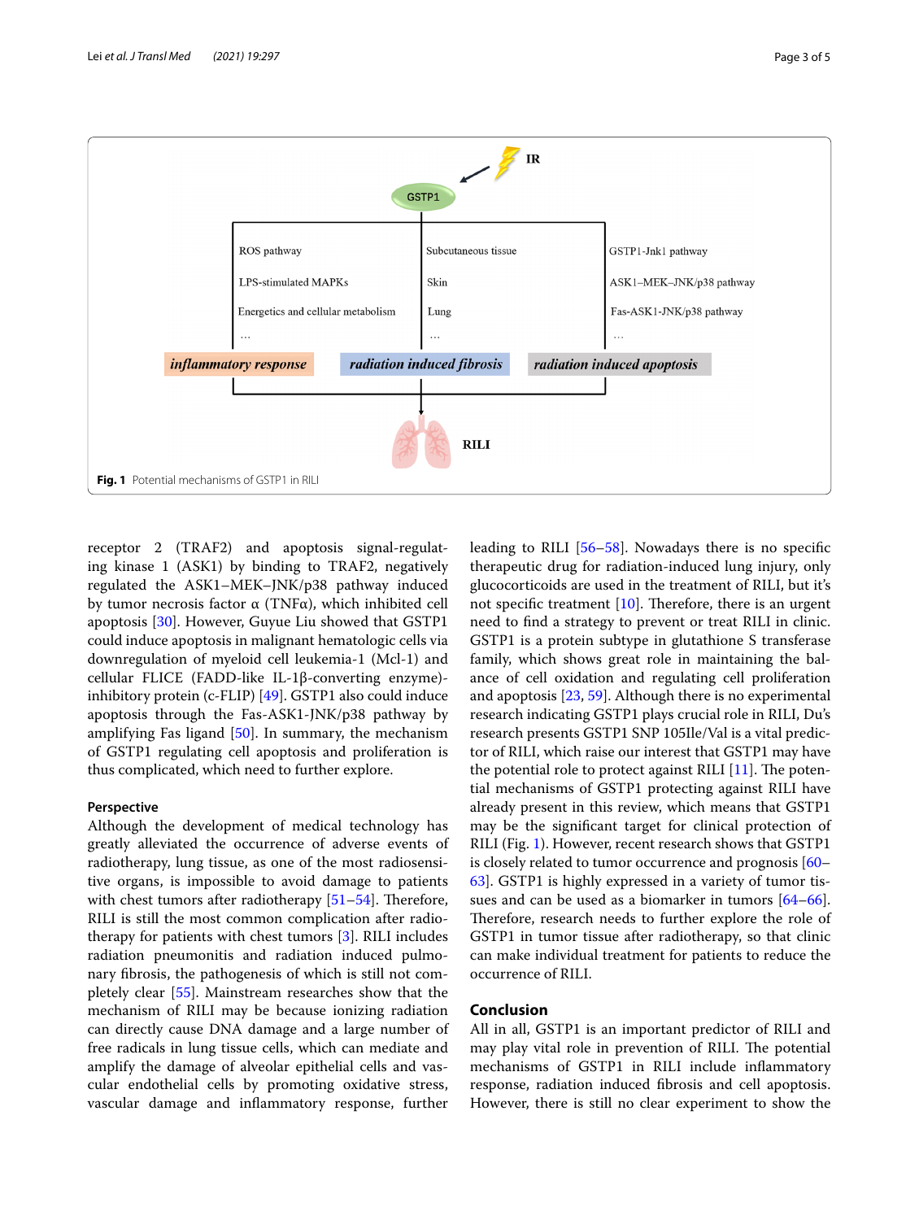IR

GSTP1

ROS pathway

LPS-stimulated MAPKs

Energetics and cellular metabolism

...

Subcutaneous tissue

Skin

Lung

...

GSTP1-Jnk1 pathway

ASK1–MEK–JNK/p38 pathway

Fas-ASK1-JNK/p38 pathway

...

*inflammatory response*

*radiation induced fibrosis*

*radiation induced apoptosis*

RILI

**Fig. 1** Potential mechanisms of GSTP1 in RILI

receptor 2 (TRAF2) and apoptosis signal-regulating kinase 1 (ASK1) by binding to TRAF2, negatively regulated the ASK1–MEK–JNK/p38 pathway induced by tumor necrosis factor α (TNFα), which inhibited cell apoptosis [30]. However, Guyue Liu showed that GSTP1 could induce apoptosis in malignant hematologic cells via downregulation of myeloid cell leukemia-1 (Mcl-1) and cellular FLICE (FADD-like IL-1β-converting enzyme)-inhibitory protein (c-FLIP) [49]. GSTP1 also could induce apoptosis through the Fas-ASK1-JNK/p38 pathway by amplifying Fas ligand [50]. In summary, the mechanism of GSTP1 regulating cell apoptosis and proliferation is thus complicated, which need to further explore.

## Perspective

Although the development of medical technology has greatly alleviated the occurrence of adverse events of radiotherapy, lung tissue, as one of the most radiosensitive organs, is impossible to avoid damage to patients with chest tumors after radiotherapy [51–54]. Therefore, RILI is still the most common complication after radiotherapy for patients with chest tumors [3]. RILI includes radiation pneumonitis and radiation induced pulmonary fibrosis, the pathogenesis of which is still not completely clear [55]. Mainstream researches show that the mechanism of RILI may be because ionizing radiation can directly cause DNA damage and a large number of free radicals in lung tissue cells, which can mediate and amplify the damage of alveolar epithelial cells and vascular endothelial cells by promoting oxidative stress, vascular damage and inflammatory response, further leading to RILI [56–58]. Nowadays there is no specific therapeutic drug for radiation-induced lung injury, only glucocorticoids are used in the treatment of RILI, but it's not specific treatment [10]. Therefore, there is an urgent need to find a strategy to prevent or treat RILI in clinic. GSTP1 is a protein subtype in glutathione S transferase family, which shows great role in maintaining the balance of cell oxidation and regulating cell proliferation and apoptosis [23, 59]. Although there is no experimental research indicating GSTP1 plays crucial role in RILI, Du's research presents GSTP1 SNP 105Ile/Val is a vital predictor of RILI, which raise our interest that GSTP1 may have the potential role to protect against RILI [11]. The potential mechanisms of GSTP1 protecting against RILI have already present in this review, which means that GSTP1 may be the significant target for clinical protection of RILI (Fig. 1). However, recent research shows that GSTP1 is closely related to tumor occurrence and prognosis [60–63]. GSTP1 is highly expressed in a variety of tumor tissues and can be used as a biomarker in tumors [64–66]. Therefore, research needs to further explore the role of GSTP1 in tumor tissue after radiotherapy, so that clinic can make individual treatment for patients to reduce the occurrence of RILI.

## Conclusion

All in all, GSTP1 is an important predictor of RILI and may play vital role in prevention of RILI. The potential mechanisms of GSTP1 in RILI include inflammatory response, radiation induced fibrosis and cell apoptosis. However, there is still no clear experiment to show the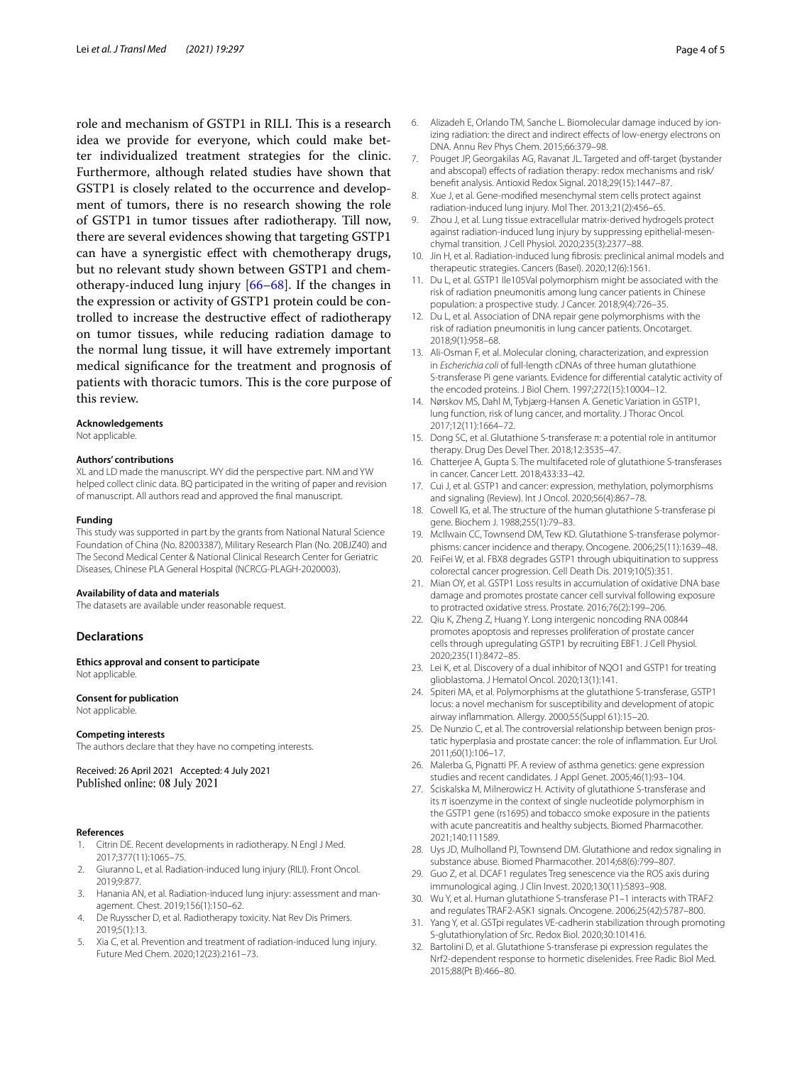role and mechanism of GSTP1 in RILI. This is a research idea we provide for everyone, which could make better individualized treatment strategies for the clinic. Furthermore, although related studies have shown that GSTP1 is closely related to the occurrence and development of tumors, there is no research showing the role of GSTP1 in tumor tissues after radiotherapy. Till now, there are several evidences showing that targeting GSTP1 can have a synergistic effect with chemotherapy drugs, but no relevant study shown between GSTP1 and chemotherapy-induced lung injury [66–68]. If the changes in the expression or activity of GSTP1 protein could be controlled to increase the destructive effect of radiotherapy on tumor tissues, while reducing radiation damage to the normal lung tissue, it will have extremely important medical significance for the treatment and prognosis of patients with thoracic tumors. This is the core purpose of this review.

#### Acknowledgements

Not applicable.

#### Authors' contributions

XL and LD made the manuscript. WY did the perspective part. NM and YW helped collect clinic data. BQ participated in the writing of paper and revision of manuscript. All authors read and approved the final manuscript.

#### Funding

This study was supported in part by the grants from National Natural Science Foundation of China (No. 82003387), Military Research Plan (No. 20BJZ40) and The Second Medical Center & National Clinical Research Center for Geriatric Diseases, Chinese PLA General Hospital (NCRCG-PLAGH-2020003).

#### Availability of data and materials

The datasets are available under reasonable request.

## Declarations

#### Ethics approval and consent to participate

Not applicable.

#### Consent for publication

Not applicable.

#### Competing interests

The authors declare that they have no competing interests.

Received: 26 April 2021 Accepted: 4 July 2021
Published online: 08 July 2021

#### References

1. Citrin DE. Recent developments in radiotherapy. N Engl J Med. 2017;377(11):1065–75.
2. Giuranno L, et al. Radiation-induced lung injury (RILI). Front Oncol. 2019;9:877.
3. Hanania AN, et al. Radiation-induced lung injury: assessment and management. Chest. 2019;156(1):150–62.
4. De Ruysscher D, et al. Radiotherapy toxicity. Nat Rev Dis Primers. 2019;5(1):13.
5. Xia C, et al. Prevention and treatment of radiation-induced lung injury. Future Med Chem. 2020;12(23):2161–73.
6. Alizadeh E, Orlando TM, Sanche L. Biomolecular damage induced by ionizing radiation: the direct and indirect effects of low-energy electrons on DNA. Annu Rev Phys Chem. 2015;66:379–98.
7. Pouget JP, Georgakilas AG, Ravanat JL. Targeted and off-target (bystander and abscopal) effects of radiation therapy: redox mechanisms and risk/benefit analysis. Antioxid Redox Signal. 2018;29(15):1447–87.
8. Xue J, et al. Gene-modified mesenchymal stem cells protect against radiation-induced lung injury. Mol Ther. 2013;21(2):456–65.
9. Zhou J, et al. Lung tissue extracellular matrix-derived hydrogels protect against radiation-induced lung injury by suppressing epithelial-mesenchymal transition. J Cell Physiol. 2020;235(3):2377–88.
10. Jin H, et al. Radiation-induced lung fibrosis: preclinical animal models and therapeutic strategies. Cancers (Basel). 2020;12(6):1561.
11. Du L, et al. GSTP1 Ile105Val polymorphism might be associated with the risk of radiation pneumonitis among lung cancer patients in Chinese population: a prospective study. J Cancer. 2018;9(4):726–35.
12. Du L, et al. Association of DNA repair gene polymorphisms with the risk of radiation pneumonitis in lung cancer patients. Oncotarget. 2018;9(1):958–68.
13. Ali-Osman F, et al. Molecular cloning, characterization, and expression in *Escherichia coli* of full-length cDNAs of three human glutathione S-transferase Pi gene variants. Evidence for differential catalytic activity of the encoded proteins. J Biol Chem. 1997;272(15):10004–12.
14. Nørskov MS, Dahl M, Tybjærg-Hansen A. Genetic Variation in GSTP1, lung function, risk of lung cancer, and mortality. J Thorac Oncol. 2017;12(11):1664–72.
15. Dong SC, et al. Glutathione S-transferase π: a potential role in antitumor therapy. Drug Des Devel Ther. 2018;12:3535–47.
16. Chatterjee A, Gupta S. The multifaceted role of glutathione S-transferases in cancer. Cancer Lett. 2018;433:33–42.
17. Cui J, et al. GSTP1 and cancer: expression, methylation, polymorphisms and signaling (Review). Int J Oncol. 2020;56(4):867–78.
18. Cowell IG, et al. The structure of the human glutathione S-transferase pi gene. Biochem J. 1988;255(1):79–83.
19. McIlwain CC, Townsend DM, Tew KD. Glutathione S-transferase polymorphisms: cancer incidence and therapy. Oncogene. 2006;25(11):1639–48.
20. FeiFei W, et al. FBX8 degrades GSTP1 through ubiquitination to suppress colorectal cancer progression. Cell Death Dis. 2019;10(5):351.
21. Mian OY, et al. GSTP1 Loss results in accumulation of oxidative DNA base damage and promotes prostate cancer cell survival following exposure to protracted oxidative stress. Prostate. 2016;76(2):199–206.
22. Qiu K, Zheng Z, Huang Y. Long intergenic noncoding RNA 00844 promotes apoptosis and represses proliferation of prostate cancer cells through upregulating GSTP1 by recruiting EBF1. J Cell Physiol. 2020;235(11):8472–85.
23. Lei K, et al. Discovery of a dual inhibitor of NQO1 and GSTP1 for treating glioblastoma. J Hematol Oncol. 2020;13(1):141.
24. Spiteri MA, et al. Polymorphisms at the glutathione S-transferase, GSTP1 locus: a novel mechanism for susceptibility and development of atopic airway inflammation. Allergy. 2000;55(Suppl 61):15–20.
25. De Nunzio C, et al. The controversial relationship between benign prostatic hyperplasia and prostate cancer: the role of inflammation. Eur Urol. 2011;60(1):106–17.
26. Malerba G, Pignatti PF. A review of asthma genetics: gene expression studies and recent candidates. J Appl Genet. 2005;46(1):93–104.
27. Ściskalska M, Milnerowicz H. Activity of glutathione S-transferase and its π isoenzyme in the context of single nucleotide polymorphism in the GSTP1 gene (rs1695) and tobacco smoke exposure in the patients with acute pancreatitis and healthy subjects. Biomed Pharmacother. 2021;140:111589.
28. Uys JD, Mulholland PJ, Townsend DM. Glutathione and redox signaling in substance abuse. Biomed Pharmacother. 2014;68(6):799–807.
29. Guo Z, et al. DCAF1 regulates Treg senescence via the ROS axis during immunological aging. J Clin Invest. 2020;130(11):5893–908.
30. Wu Y, et al. Human glutathione S-transferase P1–1 interacts with TRAF2 and regulates TRAF2-ASK1 signals. Oncogene. 2006;25(42):5787–800.
31. Yang Y, et al. GSTpi regulates VE-cadherin stabilization through promoting S-glutathionylation of Src. Redox Biol. 2020;30:101416.
32. Bartolini D, et al. Glutathione S-transferase pi expression regulates the Nrf2-dependent response to hormetic diselenides. Free Radic Biol Med. 2015;88(Pt B):466–80.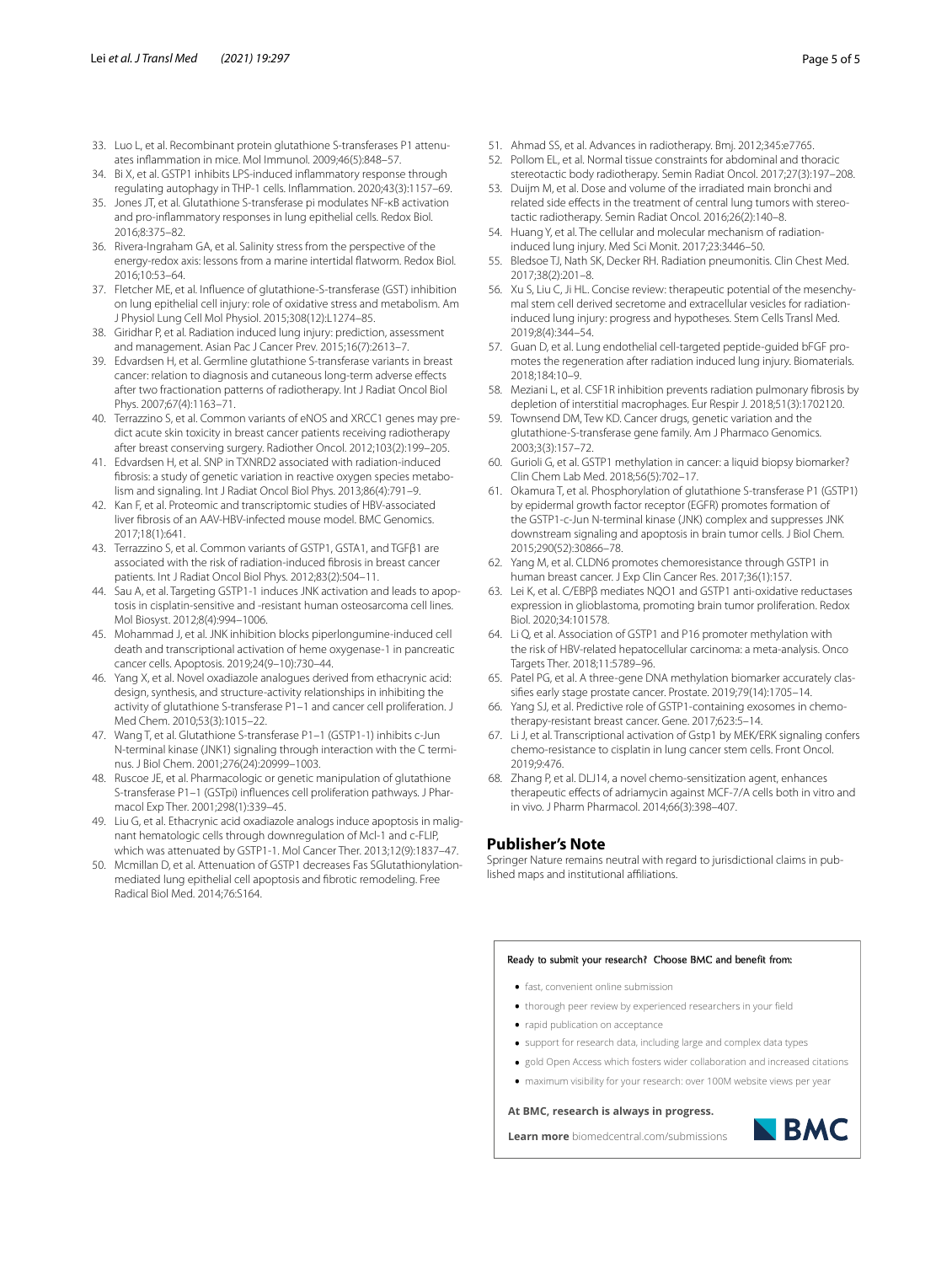33. Luo L, et al. Recombinant protein glutathione S-transferases P1 attenuates inflammation in mice. Mol Immunol. 2009;46(5):848–57.
34. Bi X, et al. GSTP1 inhibits LPS-induced inflammatory response through regulating autophagy in THP-1 cells. Inflammation. 2020;43(3):1157–69.
35. Jones JT, et al. Glutathione S-transferase pi modulates NF-κB activation and pro-inflammatory responses in lung epithelial cells. Redox Biol. 2016;8:375–82.
36. Rivera-Ingraham GA, et al. Salinity stress from the perspective of the energy-redox axis: lessons from a marine intertidal flatworm. Redox Biol. 2016;10:53–64.
37. Fletcher ME, et al. Influence of glutathione-S-transferase (GST) inhibition on lung epithelial cell injury: role of oxidative stress and metabolism. Am J Physiol Lung Cell Mol Physiol. 2015;308(12):L1274–85.
38. Giridhar P, et al. Radiation induced lung injury: prediction, assessment and management. Asian Pac J Cancer Prev. 2015;16(7):2613–7.
39. Edvardsen H, et al. Germline glutathione S-transferase variants in breast cancer: relation to diagnosis and cutaneous long-term adverse effects after two fractionation patterns of radiotherapy. Int J Radiat Oncol Biol Phys. 2007;67(4):1163–71.
40. Terrazzino S, et al. Common variants of eNOS and XRCC1 genes may predict acute skin toxicity in breast cancer patients receiving radiotherapy after breast conserving surgery. Radiother Oncol. 2012;103(2):199–205.
41. Edvardsen H, et al. SNP in TXNRD2 associated with radiation-induced fibrosis: a study of genetic variation in reactive oxygen species metabolism and signaling. Int J Radiat Oncol Biol Phys. 2013;86(4):791–9.
42. Kan F, et al. Proteomic and transcriptomic studies of HBV-associated liver fibrosis of an AAV-HBV-infected mouse model. BMC Genomics. 2017;18(1):641.
43. Terrazzino S, et al. Common variants of GSTP1, GSTA1, and TGFβ1 are associated with the risk of radiation-induced fibrosis in breast cancer patients. Int J Radiat Oncol Biol Phys. 2012;83(2):504–11.
44. Sau A, et al. Targeting GSTP1-1 induces JNK activation and leads to apoptosis in cisplatin-sensitive and -resistant human osteosarcoma cell lines. Mol Biosyst. 2012;8(4):994–1006.
45. Mohammad J, et al. JNK inhibition blocks piperlongumine-induced cell death and transcriptional activation of heme oxygenase-1 in pancreatic cancer cells. Apoptosis. 2019;24(9–10):730–44.
46. Yang X, et al. Novel oxadiazole analogues derived from ethacrynic acid: design, synthesis, and structure-activity relationships in inhibiting the activity of glutathione S-transferase P1–1 and cancer cell proliferation. J Med Chem. 2010;53(3):1015–22.
47. Wang T, et al. Glutathione S-transferase P1–1 (GSTP1-1) inhibits c-Jun N-terminal kinase (JNK1) signaling through interaction with the C terminus. J Biol Chem. 2001;276(24):20999–1003.
48. Ruscoe JE, et al. Pharmacologic or genetic manipulation of glutathione S-transferase P1–1 (GSTpi) influences cell proliferation pathways. J Pharmacol Exp Ther. 2001;298(1):339–45.
49. Liu G, et al. Ethacrynic acid oxadiazole analogs induce apoptosis in malignant hematologic cells through downregulation of Mcl-1 and c-FLIP, which was attenuated by GSTP1-1. Mol Cancer Ther. 2013;12(9):1837–47.
50. Mcmillan D, et al. Attenuation of GSTP1 decreases Fas SGlutathionylation-mediated lung epithelial cell apoptosis and fibrotic remodeling. Free Radical Biol Med. 2014;76:S164.
51. Ahmad SS, et al. Advances in radiotherapy. Bmj. 2012;345:e7765.
52. Pollom EL, et al. Normal tissue constraints for abdominal and thoracic stereotactic body radiotherapy. Semin Radiat Oncol. 2017;27(3):197–208.
53. Duijm M, et al. Dose and volume of the irradiated main bronchi and related side effects in the treatment of central lung tumors with stereotactic radiotherapy. Semin Radiat Oncol. 2016;26(2):140–8.
54. Huang Y, et al. The cellular and molecular mechanism of radiation-induced lung injury. Med Sci Monit. 2017;23:3446–50.
55. Bledsoe TJ, Nath SK, Decker RH. Radiation pneumonitis. Clin Chest Med. 2017;38(2):201–8.
56. Xu S, Liu C, Ji HL. Concise review: therapeutic potential of the mesenchymal stem cell derived secretome and extracellular vesicles for radiation-induced lung injury: progress and hypotheses. Stem Cells Transl Med. 2019;8(4):344–54.
57. Guan D, et al. Lung endothelial cell-targeted peptide-guided bFGF promotes the regeneration after radiation induced lung injury. Biomaterials. 2018;184:10–9.
58. Meziani L, et al. CSF1R inhibition prevents radiation pulmonary fibrosis by depletion of interstitial macrophages. Eur Respir J. 2018;51(3):1702120.
59. Townsend DM, Tew KD. Cancer drugs, genetic variation and the glutathione-S-transferase gene family. Am J Pharmaco Genomics. 2003;3(3):157–72.
60. Gurioli G, et al. GSTP1 methylation in cancer: a liquid biopsy biomarker? Clin Chem Lab Med. 2018;56(5):702–17.
61. Okamura T, et al. Phosphorylation of glutathione S-transferase P1 (GSTP1) by epidermal growth factor receptor (EGFR) promotes formation of the GSTP1-c-Jun N-terminal kinase (JNK) complex and suppresses JNK downstream signaling and apoptosis in brain tumor cells. J Biol Chem. 2015;290(52):30866–78.
62. Yang M, et al. CLDN6 promotes chemoresistance through GSTP1 in human breast cancer. J Exp Clin Cancer Res. 2017;36(1):157.
63. Lei K, et al. C/EBPβ mediates NQO1 and GSTP1 anti-oxidative reductases expression in glioblastoma, promoting brain tumor proliferation. Redox Biol. 2020;34:101578.
64. Li Q, et al. Association of GSTP1 and P16 promoter methylation with the risk of HBV-related hepatocellular carcinoma: a meta-analysis. Onco Targets Ther. 2018;11:5789–96.
65. Patel PG, et al. A three-gene DNA methylation biomarker accurately classifies early stage prostate cancer. Prostate. 2019;79(14):1705–14.
66. Yang SJ, et al. Predictive role of GSTP1-containing exosomes in chemotherapy-resistant breast cancer. Gene. 2017;623:5–14.
67. Li J, et al. Transcriptional activation of Gstp1 by MEK/ERK signaling confers chemo-resistance to cisplatin in lung cancer stem cells. Front Oncol. 2019;9:476.
68. Zhang P, et al. DLJ14, a novel chemo-sensitization agent, enhances therapeutic effects of adriamycin against MCF-7/A cells both in vitro and in vivo. J Pharm Pharmacol. 2014;66(3):398–407.

## Publisher's Note

Springer Nature remains neutral with regard to jurisdictional claims in published maps and institutional affiliations.

Ready to submit your research? Choose BMC and benefit from:

- fast, convenient online submission
- thorough peer review by experienced researchers in your field
- rapid publication on acceptance
- support for research data, including large and complex data types
- gold Open Access which fosters wider collaboration and increased citations
- maximum visibility for your research: over 100M website views per year

**At BMC, research is always in progress.**

**Learn more** biomedcentral.com/submissions

BMC